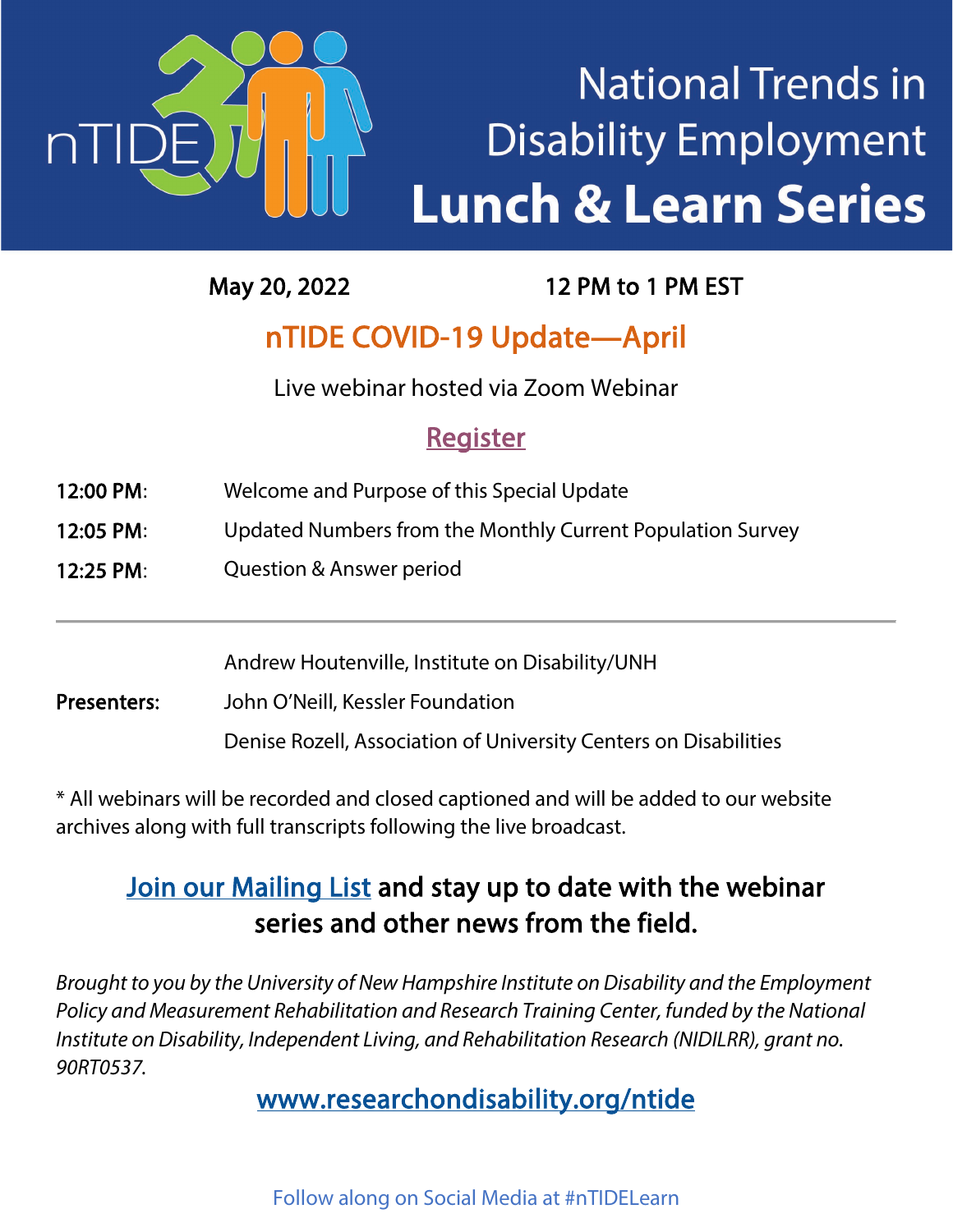# National Trends in Disability Employment

# Lunch & Learn Series

**May 20, 2022** **12 PM to 1 PM EST**

## nTIDE COVID-19 Update—April

Live webinar hosted via Zoom Webinar

[Register]

| | |
|---|---|
| **12:00 PM**: | Welcome and Purpose of this Special Update |
| **12:05 PM**: | Updated Numbers from the Monthly Current Population Survey |
| **12:25 PM**: | Question & Answer period |

---

**Presenters:**

Andrew Houtenville, Institute on Disability/UNH

John O'Neill, Kessler Foundation

Denise Rozell, Association of University Centers on Disabilities

* All webinars will be recorded and closed captioned and will be added to our website archives along with full transcripts following the live broadcast.

**Join our Mailing List and stay up to date with the webinar series and other news from the field.**

*Brought to you by the University of New Hampshire Institute on Disability and the Employment Policy and Measurement Rehabilitation and Research Training Center, funded by the National Institute on Disability, Independent Living, and Rehabilitation Research (NIDILRR), grant no. 90RT0537.*

www.researchondisability.org/ntide

Follow along on Social Media at #nTIDELearn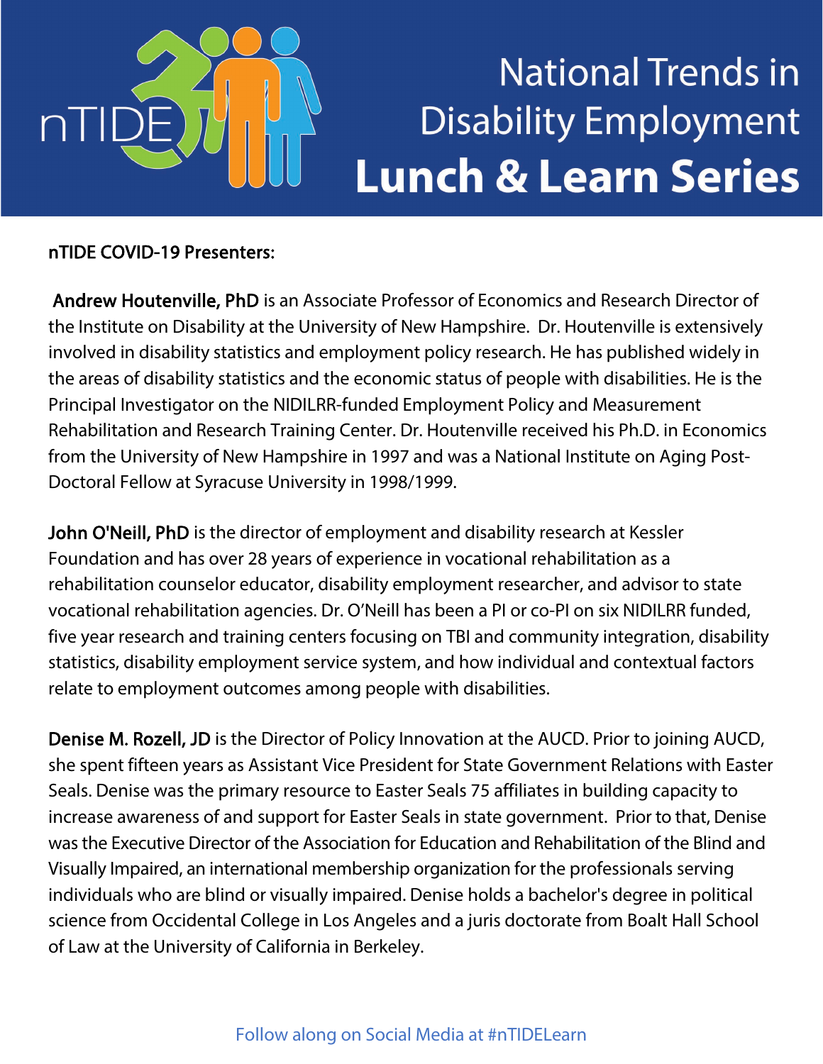# National Trends in Disability Employment

# Lunch & Learn Series

nTIDE COVID-19 Presenters:

**Andrew Houtenville, PhD** is an Associate Professor of Economics and Research Director of the Institute on Disability at the University of New Hampshire. Dr. Houtenville is extensively involved in disability statistics and employment policy research. He has published widely in the areas of disability statistics and the economic status of people with disabilities. He is the Principal Investigator on the NIDILRR-funded Employment Policy and Measurement Rehabilitation and Research Training Center. Dr. Houtenville received his Ph.D. in Economics from the University of New Hampshire in 1997 and was a National Institute on Aging Post-Doctoral Fellow at Syracuse University in 1998/1999.

**John O'Neill, PhD** is the director of employment and disability research at Kessler Foundation and has over 28 years of experience in vocational rehabilitation as a rehabilitation counselor educator, disability employment researcher, and advisor to state vocational rehabilitation agencies. Dr. O'Neill has been a PI or co-PI on six NIDILRR funded, five year research and training centers focusing on TBI and community integration, disability statistics, disability employment service system, and how individual and contextual factors relate to employment outcomes among people with disabilities.

**Denise M. Rozell, JD** is the Director of Policy Innovation at the AUCD. Prior to joining AUCD, she spent fifteen years as Assistant Vice President for State Government Relations with Easter Seals. Denise was the primary resource to Easter Seals 75 affiliates in building capacity to increase awareness of and support for Easter Seals in state government. Prior to that, Denise was the Executive Director of the Association for Education and Rehabilitation of the Blind and Visually Impaired, an international membership organization for the professionals serving individuals who are blind or visually impaired. Denise holds a bachelor's degree in political science from Occidental College in Los Angeles and a juris doctorate from Boalt Hall School of Law at the University of California in Berkeley.

Follow along on Social Media at #nTIDELearn